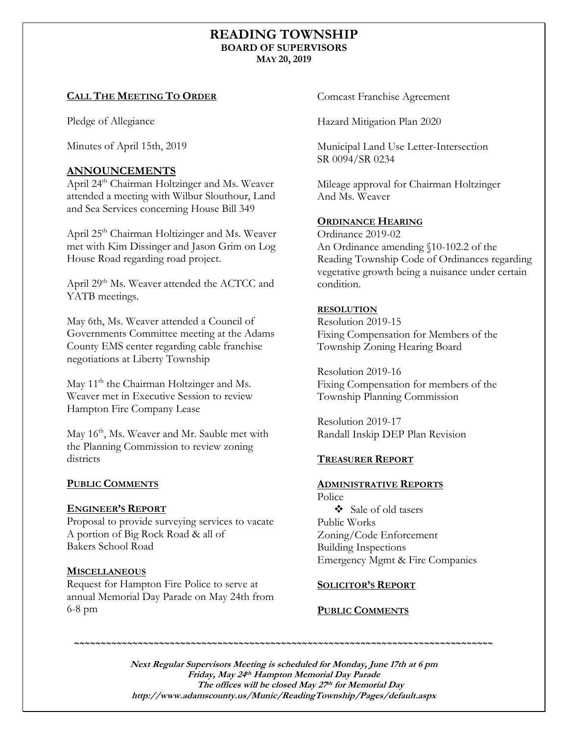# READING TOWNSHIP

## BOARD OF SUPERVISORS

**MAY 20, 2019**

### CALL THE MEETING TO ORDER

Pledge of Allegiance

Minutes of April 15th, 2019

### ANNOUNCEMENTS

April 24th Chairman Holtzinger and Ms. Weaver attended a meeting with Wilbur Slouthour, Land and Sea Services concerning House Bill 349

April 25th Chairman Holtizinger and Ms. Weaver met with Kim Dissinger and Jason Grim on Log House Road regarding road project.

April 29th Ms. Weaver attended the ACTCC and YATB meetings.

May 6th, Ms. Weaver attended a Council of Governments Committee meeting at the Adams County EMS center regarding cable franchise negotiations at Liberty Township

May 11th the Chairman Holtzinger and Ms. Weaver met in Executive Session to review Hampton Fire Company Lease

May 16th, Ms. Weaver and Mr. Sauble met with the Planning Commission to review zoning districts

### PUBLIC COMMENTS

### ENGINEER'S REPORT

Proposal to provide surveying services to vacate A portion of Big Rock Road & all of Bakers School Road

### MISCELLANEOUS

Request for Hampton Fire Police to serve at annual Memorial Day Parade on May 24th from 6-8 pm

Comcast Franchise Agreement

Hazard Mitigation Plan 2020

Municipal Land Use Letter-Intersection SR 0094/SR 0234

Mileage approval for Chairman Holtzinger And Ms. Weaver

### ORDINANCE HEARING

Ordinance 2019-02
An Ordinance amending §10-102.2 of the Reading Township Code of Ordinances regarding vegetative growth being a nuisance under certain condition.

### RESOLUTION

Resolution 2019-15
Fixing Compensation for Members of the Township Zoning Hearing Board

Resolution 2019-16
Fixing Compensation for members of the Township Planning Commission

Resolution 2019-17
Randall Inskip DEP Plan Revision

### TREASURER REPORT

### ADMINISTRATIVE REPORTS

Police
- ❖ Sale of old tasers

Public Works
Zoning/Code Enforcement
Building Inspections
Emergency Mgmt & Fire Companies

### SOLICITOR'S REPORT

### PUBLIC COMMENTS

~~~~~~~~~~~~~~~~~~~~~~~~~~~~~~~~~~~~~~~~~~~~~~~~~~~~~~~~~~~~~~~~~~~~~~~~~~~~~~~~~

***Next Regular Supervisors Meeting is scheduled for Monday, June 17th at 6 pm***
***Friday, May 24th Hampton Memorial Day Parade***
***The offices will be closed May 27th for Memorial Day***
***http://www.adamscounty.us/Munic/ReadingTownship/Pages/default.aspx***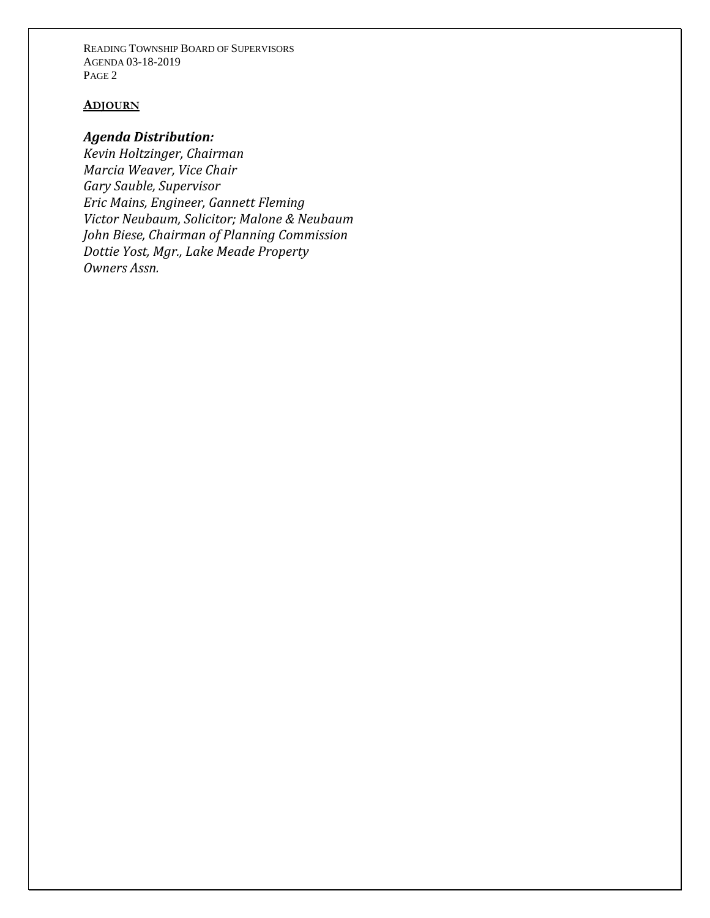**ADJOURN**

***Agenda Distribution:***

*Kevin Holtzinger, Chairman*
*Marcia Weaver, Vice Chair*
*Gary Sauble, Supervisor*
*Eric Mains, Engineer, Gannett Fleming*
*Victor Neubaum, Solicitor; Malone & Neubaum*
*John Biese, Chairman of Planning Commission*
*Dottie Yost, Mgr., Lake Meade Property Owners Assn.*